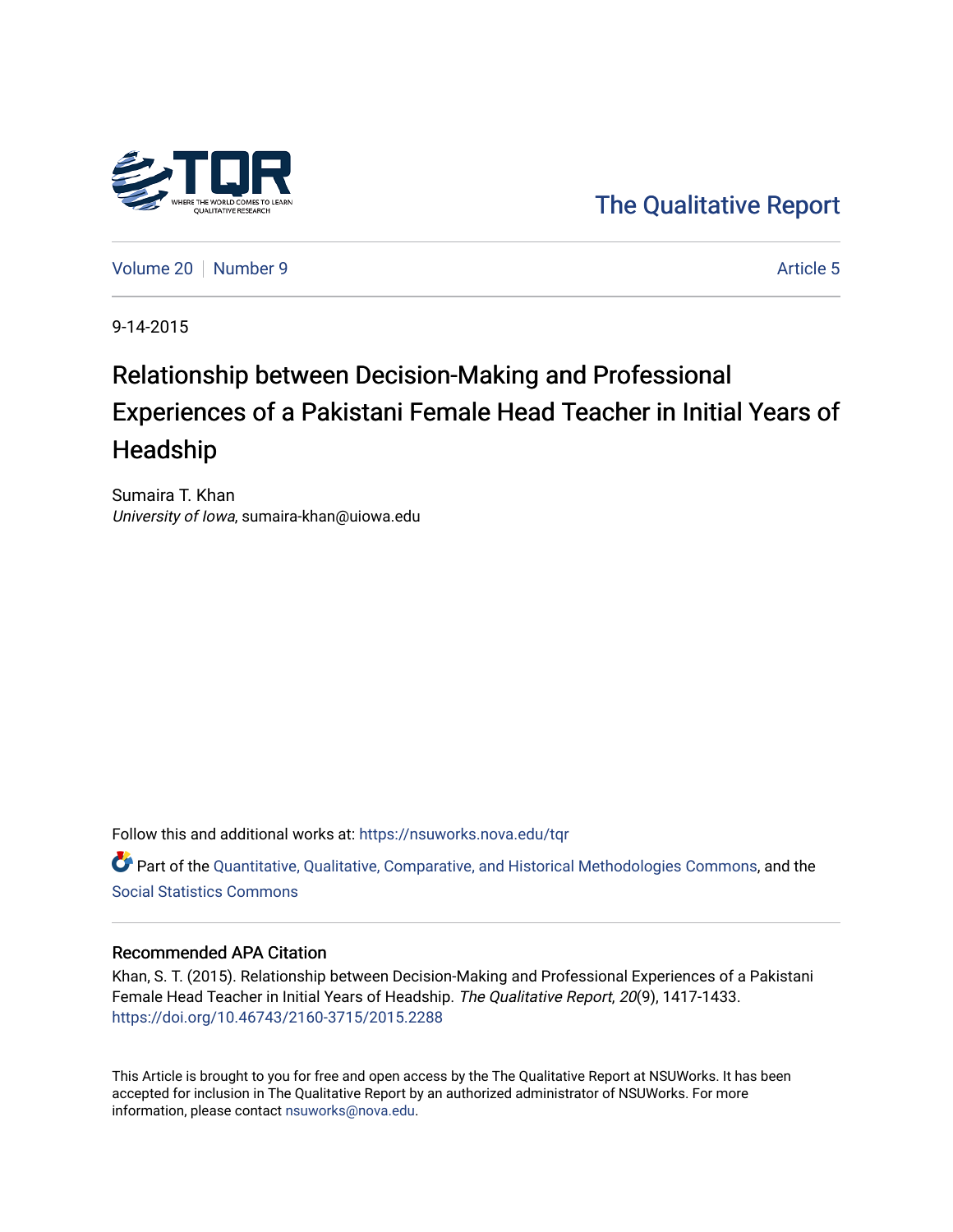The Qualitative Report

Volume 20 | Number 9 | Article 5

9-14-2015

# Relationship between Decision-Making and Professional Experiences of a Pakistani Female Head Teacher in Initial Years of Headship

Sumaira T. Khan
*University of Iowa*, sumaira-khan@uiowa.edu

Follow this and additional works at: https://nsuworks.nova.edu/tqr

Part of the Quantitative, Qualitative, Comparative, and Historical Methodologies Commons, and the Social Statistics Commons

## Recommended APA Citation

Khan, S. T. (2015). Relationship between Decision-Making and Professional Experiences of a Pakistani Female Head Teacher in Initial Years of Headship. *The Qualitative Report*, *20*(9), 1417-1433. https://doi.org/10.46743/2160-3715/2015.2288

This Article is brought to you for free and open access by the The Qualitative Report at NSUWorks. It has been accepted for inclusion in The Qualitative Report by an authorized administrator of NSUWorks. For more information, please contact nsuworks@nova.edu.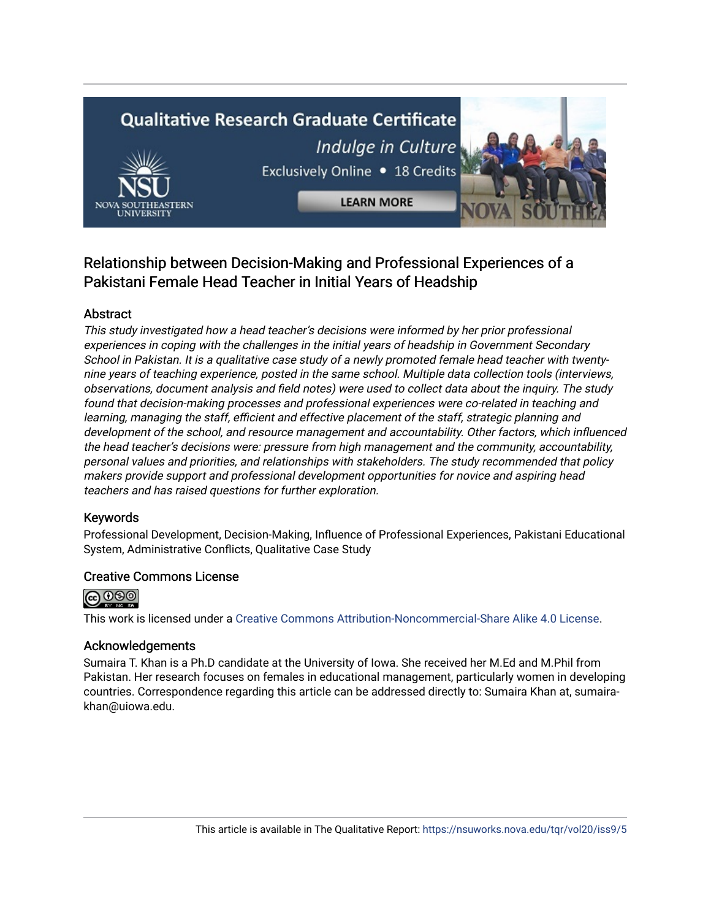# Relationship between Decision-Making and Professional Experiences of a Pakistani Female Head Teacher in Initial Years of Headship

## Abstract

*This study investigated how a head teacher's decisions were informed by her prior professional experiences in coping with the challenges in the initial years of headship in Government Secondary School in Pakistan. It is a qualitative case study of a newly promoted female head teacher with twenty-nine years of teaching experience, posted in the same school. Multiple data collection tools (interviews, observations, document analysis and field notes) were used to collect data about the inquiry. The study found that decision-making processes and professional experiences were co-related in teaching and learning, managing the staff, efficient and effective placement of the staff, strategic planning and development of the school, and resource management and accountability. Other factors, which influenced the head teacher's decisions were: pressure from high management and the community, accountability, personal values and priorities, and relationships with stakeholders. The study recommended that policy makers provide support and professional development opportunities for novice and aspiring head teachers and has raised questions for further exploration.*

## Keywords

Professional Development, Decision-Making, Influence of Professional Experiences, Pakistani Educational System, Administrative Conflicts, Qualitative Case Study

## Creative Commons License

This work is licensed under a Creative Commons Attribution-Noncommercial-Share Alike 4.0 License.

## Acknowledgements

Sumaira T. Khan is a Ph.D candidate at the University of Iowa. She received her M.Ed and M.Phil from Pakistan. Her research focuses on females in educational management, particularly women in developing countries. Correspondence regarding this article can be addressed directly to: Sumaira Khan at, sumaira-khan@uiowa.edu.

This article is available in The Qualitative Report: https://nsuworks.nova.edu/tqr/vol20/iss9/5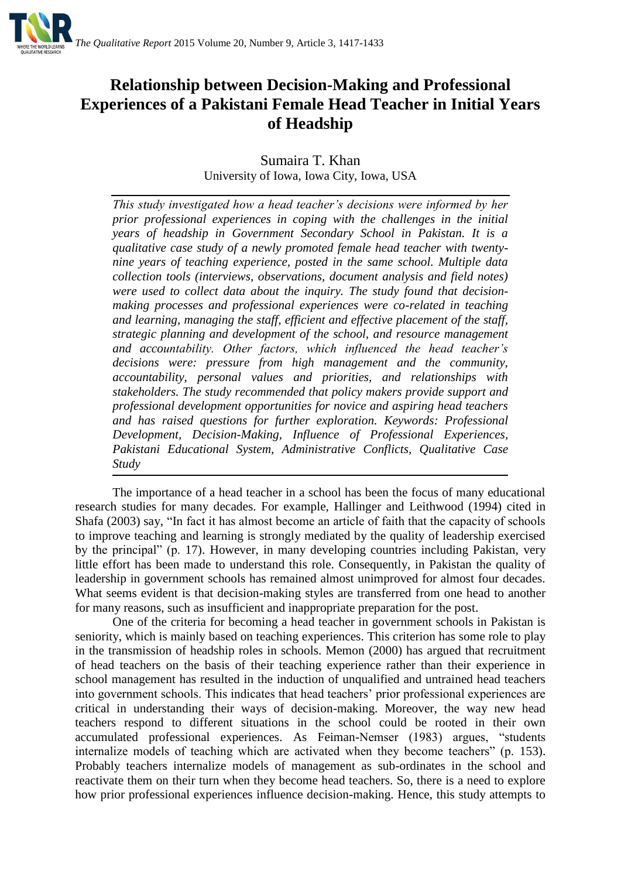# Relationship between Decision-Making and Professional Experiences of a Pakistani Female Head Teacher in Initial Years of Headship

Sumaira T. Khan
University of Iowa, Iowa City, Iowa, USA

*This study investigated how a head teacher's decisions were informed by her prior professional experiences in coping with the challenges in the initial years of headship in Government Secondary School in Pakistan. It is a qualitative case study of a newly promoted female head teacher with twenty-nine years of teaching experience, posted in the same school. Multiple data collection tools (interviews, observations, document analysis and field notes) were used to collect data about the inquiry. The study found that decision-making processes and professional experiences were co-related in teaching and learning, managing the staff, efficient and effective placement of the staff, strategic planning and development of the school, and resource management and accountability. Other factors, which influenced the head teacher's decisions were: pressure from high management and the community, accountability, personal values and priorities, and relationships with stakeholders. The study recommended that policy makers provide support and professional development opportunities for novice and aspiring head teachers and has raised questions for further exploration. Keywords: Professional Development, Decision-Making, Influence of Professional Experiences, Pakistani Educational System, Administrative Conflicts, Qualitative Case Study*

The importance of a head teacher in a school has been the focus of many educational research studies for many decades. For example, Hallinger and Leithwood (1994) cited in Shafa (2003) say, "In fact it has almost become an article of faith that the capacity of schools to improve teaching and learning is strongly mediated by the quality of leadership exercised by the principal" (p. 17). However, in many developing countries including Pakistan, very little effort has been made to understand this role. Consequently, in Pakistan the quality of leadership in government schools has remained almost unimproved for almost four decades. What seems evident is that decision-making styles are transferred from one head to another for many reasons, such as insufficient and inappropriate preparation for the post.

One of the criteria for becoming a head teacher in government schools in Pakistan is seniority, which is mainly based on teaching experiences. This criterion has some role to play in the transmission of headship roles in schools. Memon (2000) has argued that recruitment of head teachers on the basis of their teaching experience rather than their experience in school management has resulted in the induction of unqualified and untrained head teachers into government schools. This indicates that head teachers' prior professional experiences are critical in understanding their ways of decision-making. Moreover, the way new head teachers respond to different situations in the school could be rooted in their own accumulated professional experiences. As Feiman-Nemser (1983) argues, "students internalize models of teaching which are activated when they become teachers" (p. 153). Probably teachers internalize models of management as sub-ordinates in the school and reactivate them on their turn when they become head teachers. So, there is a need to explore how prior professional experiences influence decision-making. Hence, this study attempts to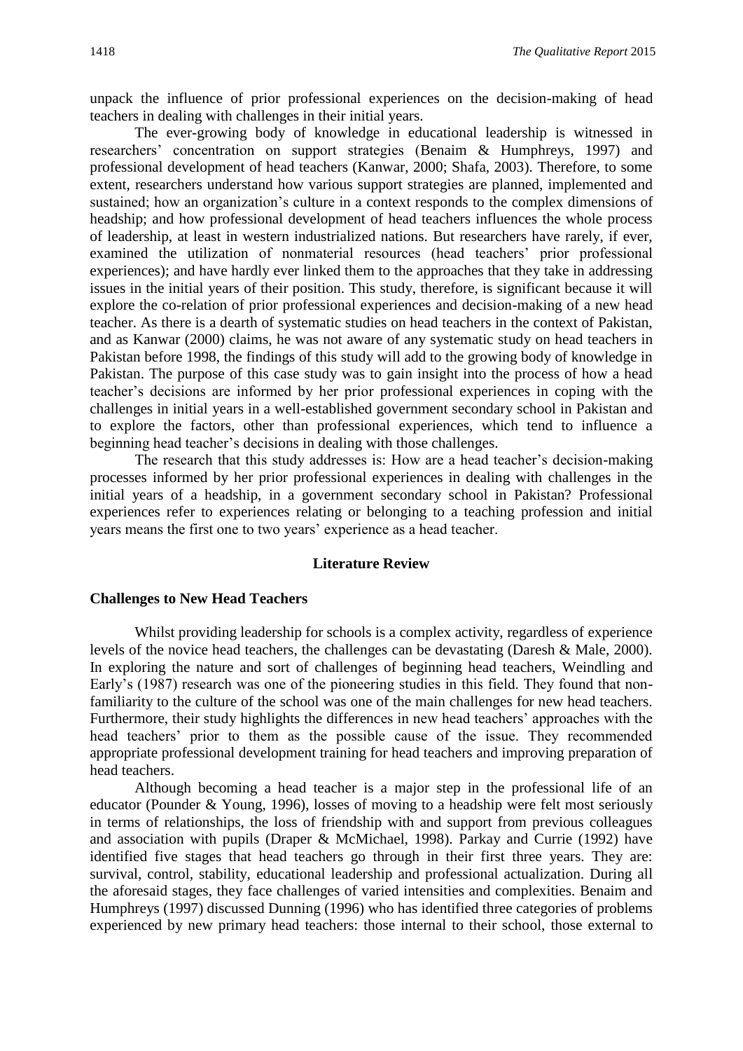unpack the influence of prior professional experiences on the decision-making of head teachers in dealing with challenges in their initial years.

The ever-growing body of knowledge in educational leadership is witnessed in researchers' concentration on support strategies (Benaim & Humphreys, 1997) and professional development of head teachers (Kanwar, 2000; Shafa, 2003). Therefore, to some extent, researchers understand how various support strategies are planned, implemented and sustained; how an organization's culture in a context responds to the complex dimensions of headship; and how professional development of head teachers influences the whole process of leadership, at least in western industrialized nations. But researchers have rarely, if ever, examined the utilization of nonmaterial resources (head teachers' prior professional experiences); and have hardly ever linked them to the approaches that they take in addressing issues in the initial years of their position. This study, therefore, is significant because it will explore the co-relation of prior professional experiences and decision-making of a new head teacher. As there is a dearth of systematic studies on head teachers in the context of Pakistan, and as Kanwar (2000) claims, he was not aware of any systematic study on head teachers in Pakistan before 1998, the findings of this study will add to the growing body of knowledge in Pakistan. The purpose of this case study was to gain insight into the process of how a head teacher's decisions are informed by her prior professional experiences in coping with the challenges in initial years in a well-established government secondary school in Pakistan and to explore the factors, other than professional experiences, which tend to influence a beginning head teacher's decisions in dealing with those challenges.

The research that this study addresses is: How are a head teacher's decision-making processes informed by her prior professional experiences in dealing with challenges in the initial years of a headship, in a government secondary school in Pakistan? Professional experiences refer to experiences relating or belonging to a teaching profession and initial years means the first one to two years' experience as a head teacher.

## Literature Review

### Challenges to New Head Teachers

Whilst providing leadership for schools is a complex activity, regardless of experience levels of the novice head teachers, the challenges can be devastating (Daresh & Male, 2000). In exploring the nature and sort of challenges of beginning head teachers, Weindling and Early's (1987) research was one of the pioneering studies in this field. They found that non-familiarity to the culture of the school was one of the main challenges for new head teachers. Furthermore, their study highlights the differences in new head teachers' approaches with the head teachers' prior to them as the possible cause of the issue. They recommended appropriate professional development training for head teachers and improving preparation of head teachers.

Although becoming a head teacher is a major step in the professional life of an educator (Pounder & Young, 1996), losses of moving to a headship were felt most seriously in terms of relationships, the loss of friendship with and support from previous colleagues and association with pupils (Draper & McMichael, 1998). Parkay and Currie (1992) have identified five stages that head teachers go through in their first three years. They are: survival, control, stability, educational leadership and professional actualization. During all the aforesaid stages, they face challenges of varied intensities and complexities. Benaim and Humphreys (1997) discussed Dunning (1996) who has identified three categories of problems experienced by new primary head teachers: those internal to their school, those external to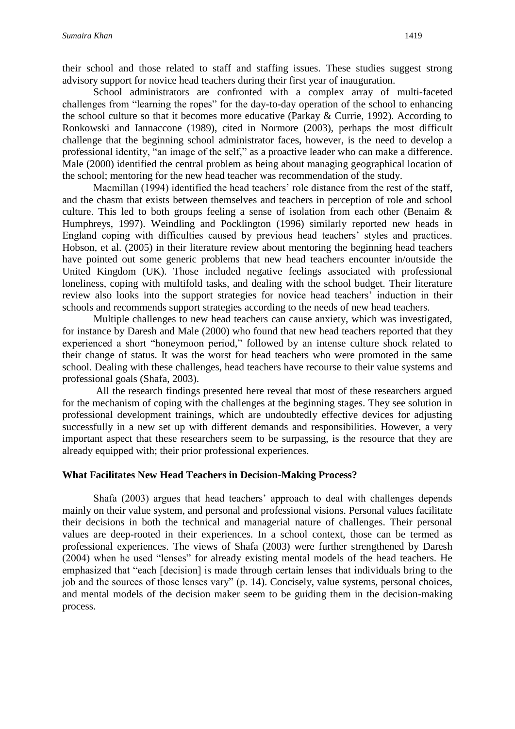their school and those related to staff and staffing issues. These studies suggest strong advisory support for novice head teachers during their first year of inauguration.

School administrators are confronted with a complex array of multi-faceted challenges from "learning the ropes" for the day-to-day operation of the school to enhancing the school culture so that it becomes more educative (Parkay & Currie, 1992). According to Ronkowski and Iannaccone (1989), cited in Normore (2003), perhaps the most difficult challenge that the beginning school administrator faces, however, is the need to develop a professional identity, "an image of the self," as a proactive leader who can make a difference. Male (2000) identified the central problem as being about managing geographical location of the school; mentoring for the new head teacher was recommendation of the study.

Macmillan (1994) identified the head teachers' role distance from the rest of the staff, and the chasm that exists between themselves and teachers in perception of role and school culture. This led to both groups feeling a sense of isolation from each other (Benaim & Humphreys, 1997). Weindling and Pocklington (1996) similarly reported new heads in England coping with difficulties caused by previous head teachers' styles and practices. Hobson, et al. (2005) in their literature review about mentoring the beginning head teachers have pointed out some generic problems that new head teachers encounter in/outside the United Kingdom (UK). Those included negative feelings associated with professional loneliness, coping with multifold tasks, and dealing with the school budget. Their literature review also looks into the support strategies for novice head teachers' induction in their schools and recommends support strategies according to the needs of new head teachers.

Multiple challenges to new head teachers can cause anxiety, which was investigated, for instance by Daresh and Male (2000) who found that new head teachers reported that they experienced a short "honeymoon period," followed by an intense culture shock related to their change of status. It was the worst for head teachers who were promoted in the same school. Dealing with these challenges, head teachers have recourse to their value systems and professional goals (Shafa, 2003).

All the research findings presented here reveal that most of these researchers argued for the mechanism of coping with the challenges at the beginning stages. They see solution in professional development trainings, which are undoubtedly effective devices for adjusting successfully in a new set up with different demands and responsibilities. However, a very important aspect that these researchers seem to be surpassing, is the resource that they are already equipped with; their prior professional experiences.

## What Facilitates New Head Teachers in Decision-Making Process?

Shafa (2003) argues that head teachers' approach to deal with challenges depends mainly on their value system, and personal and professional visions. Personal values facilitate their decisions in both the technical and managerial nature of challenges. Their personal values are deep-rooted in their experiences. In a school context, those can be termed as professional experiences. The views of Shafa (2003) were further strengthened by Daresh (2004) when he used "lenses" for already existing mental models of the head teachers. He emphasized that "each [decision] is made through certain lenses that individuals bring to the job and the sources of those lenses vary" (p. 14). Concisely, value systems, personal choices, and mental models of the decision maker seem to be guiding them in the decision-making process.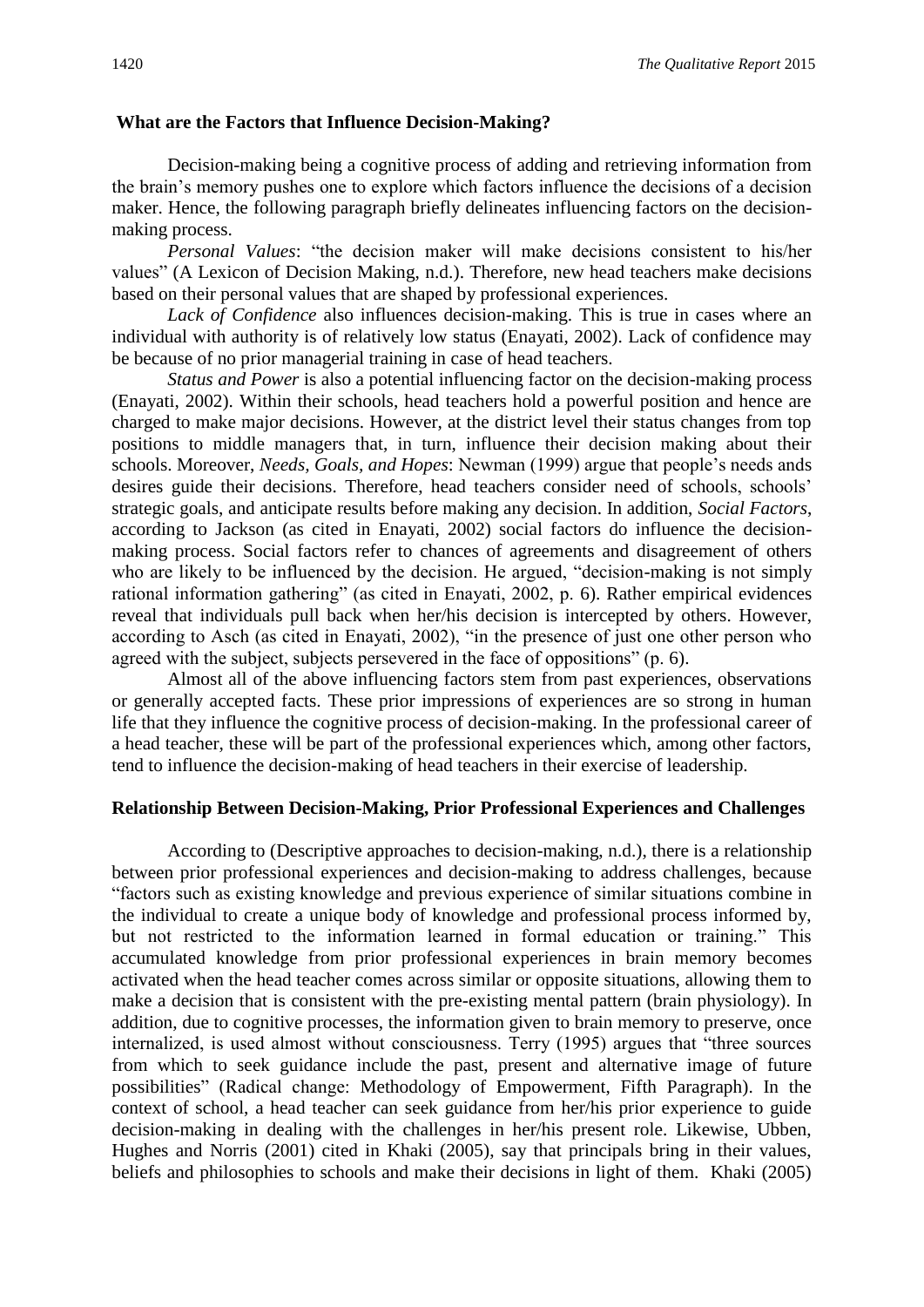## What are the Factors that Influence Decision-Making?

Decision-making being a cognitive process of adding and retrieving information from the brain's memory pushes one to explore which factors influence the decisions of a decision maker. Hence, the following paragraph briefly delineates influencing factors on the decision-making process.

*Personal Values*: "the decision maker will make decisions consistent to his/her values" (A Lexicon of Decision Making, n.d.). Therefore, new head teachers make decisions based on their personal values that are shaped by professional experiences.

*Lack of Confidence* also influences decision-making. This is true in cases where an individual with authority is of relatively low status (Enayati, 2002). Lack of confidence may be because of no prior managerial training in case of head teachers.

*Status and Power* is also a potential influencing factor on the decision-making process (Enayati, 2002). Within their schools, head teachers hold a powerful position and hence are charged to make major decisions. However, at the district level their status changes from top positions to middle managers that, in turn, influence their decision making about their schools. Moreover, *Needs, Goals, and Hopes*: Newman (1999) argue that people's needs ands desires guide their decisions. Therefore, head teachers consider need of schools, schools' strategic goals, and anticipate results before making any decision. In addition, *Social Factors*, according to Jackson (as cited in Enayati, 2002) social factors do influence the decision-making process. Social factors refer to chances of agreements and disagreement of others who are likely to be influenced by the decision. He argued, "decision-making is not simply rational information gathering" (as cited in Enayati, 2002, p. 6). Rather empirical evidences reveal that individuals pull back when her/his decision is intercepted by others. However, according to Asch (as cited in Enayati, 2002), "in the presence of just one other person who agreed with the subject, subjects persevered in the face of oppositions" (p. 6).

Almost all of the above influencing factors stem from past experiences, observations or generally accepted facts. These prior impressions of experiences are so strong in human life that they influence the cognitive process of decision-making. In the professional career of a head teacher, these will be part of the professional experiences which, among other factors, tend to influence the decision-making of head teachers in their exercise of leadership.

## Relationship Between Decision-Making, Prior Professional Experiences and Challenges

According to (Descriptive approaches to decision-making, n.d.), there is a relationship between prior professional experiences and decision-making to address challenges, because "factors such as existing knowledge and previous experience of similar situations combine in the individual to create a unique body of knowledge and professional process informed by, but not restricted to the information learned in formal education or training." This accumulated knowledge from prior professional experiences in brain memory becomes activated when the head teacher comes across similar or opposite situations, allowing them to make a decision that is consistent with the pre-existing mental pattern (brain physiology). In addition, due to cognitive processes, the information given to brain memory to preserve, once internalized, is used almost without consciousness. Terry (1995) argues that "three sources from which to seek guidance include the past, present and alternative image of future possibilities" (Radical change: Methodology of Empowerment, Fifth Paragraph). In the context of school, a head teacher can seek guidance from her/his prior experience to guide decision-making in dealing with the challenges in her/his present role. Likewise, Ubben, Hughes and Norris (2001) cited in Khaki (2005), say that principals bring in their values, beliefs and philosophies to schools and make their decisions in light of them. Khaki (2005)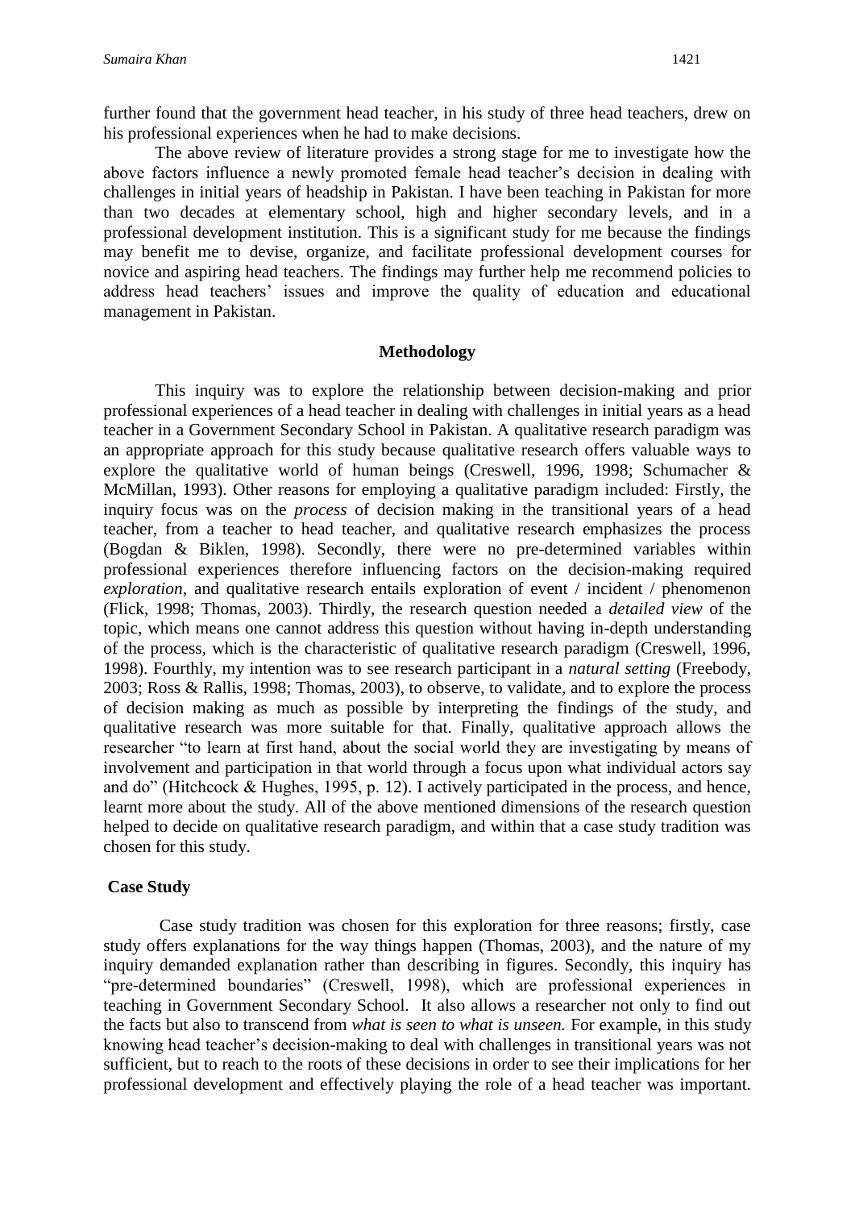further found that the government head teacher, in his study of three head teachers, drew on his professional experiences when he had to make decisions.

The above review of literature provides a strong stage for me to investigate how the above factors influence a newly promoted female head teacher's decision in dealing with challenges in initial years of headship in Pakistan. I have been teaching in Pakistan for more than two decades at elementary school, high and higher secondary levels, and in a professional development institution. This is a significant study for me because the findings may benefit me to devise, organize, and facilitate professional development courses for novice and aspiring head teachers. The findings may further help me recommend policies to address head teachers' issues and improve the quality of education and educational management in Pakistan.

## Methodology

This inquiry was to explore the relationship between decision-making and prior professional experiences of a head teacher in dealing with challenges in initial years as a head teacher in a Government Secondary School in Pakistan. A qualitative research paradigm was an appropriate approach for this study because qualitative research offers valuable ways to explore the qualitative world of human beings (Creswell, 1996, 1998; Schumacher & McMillan, 1993). Other reasons for employing a qualitative paradigm included: Firstly, the inquiry focus was on the *process* of decision making in the transitional years of a head teacher, from a teacher to head teacher, and qualitative research emphasizes the process (Bogdan & Biklen, 1998). Secondly, there were no pre-determined variables within professional experiences therefore influencing factors on the decision-making required *exploration,* and qualitative research entails exploration of event / incident / phenomenon (Flick, 1998; Thomas, 2003). Thirdly, the research question needed a *detailed view* of the topic, which means one cannot address this question without having in-depth understanding of the process, which is the characteristic of qualitative research paradigm (Creswell, 1996, 1998). Fourthly, my intention was to see research participant in a *natural setting* (Freebody, 2003; Ross & Rallis, 1998; Thomas, 2003), to observe, to validate, and to explore the process of decision making as much as possible by interpreting the findings of the study, and qualitative research was more suitable for that. Finally, qualitative approach allows the researcher "to learn at first hand, about the social world they are investigating by means of involvement and participation in that world through a focus upon what individual actors say and do" (Hitchcock & Hughes, 1995, p. 12). I actively participated in the process, and hence, learnt more about the study. All of the above mentioned dimensions of the research question helped to decide on qualitative research paradigm, and within that a case study tradition was chosen for this study.

### Case Study

Case study tradition was chosen for this exploration for three reasons; firstly, case study offers explanations for the way things happen (Thomas, 2003), and the nature of my inquiry demanded explanation rather than describing in figures. Secondly, this inquiry has "pre-determined boundaries" (Creswell, 1998), which are professional experiences in teaching in Government Secondary School. It also allows a researcher not only to find out the facts but also to transcend from *what is seen to what is unseen.* For example, in this study knowing head teacher's decision-making to deal with challenges in transitional years was not sufficient, but to reach to the roots of these decisions in order to see their implications for her professional development and effectively playing the role of a head teacher was important.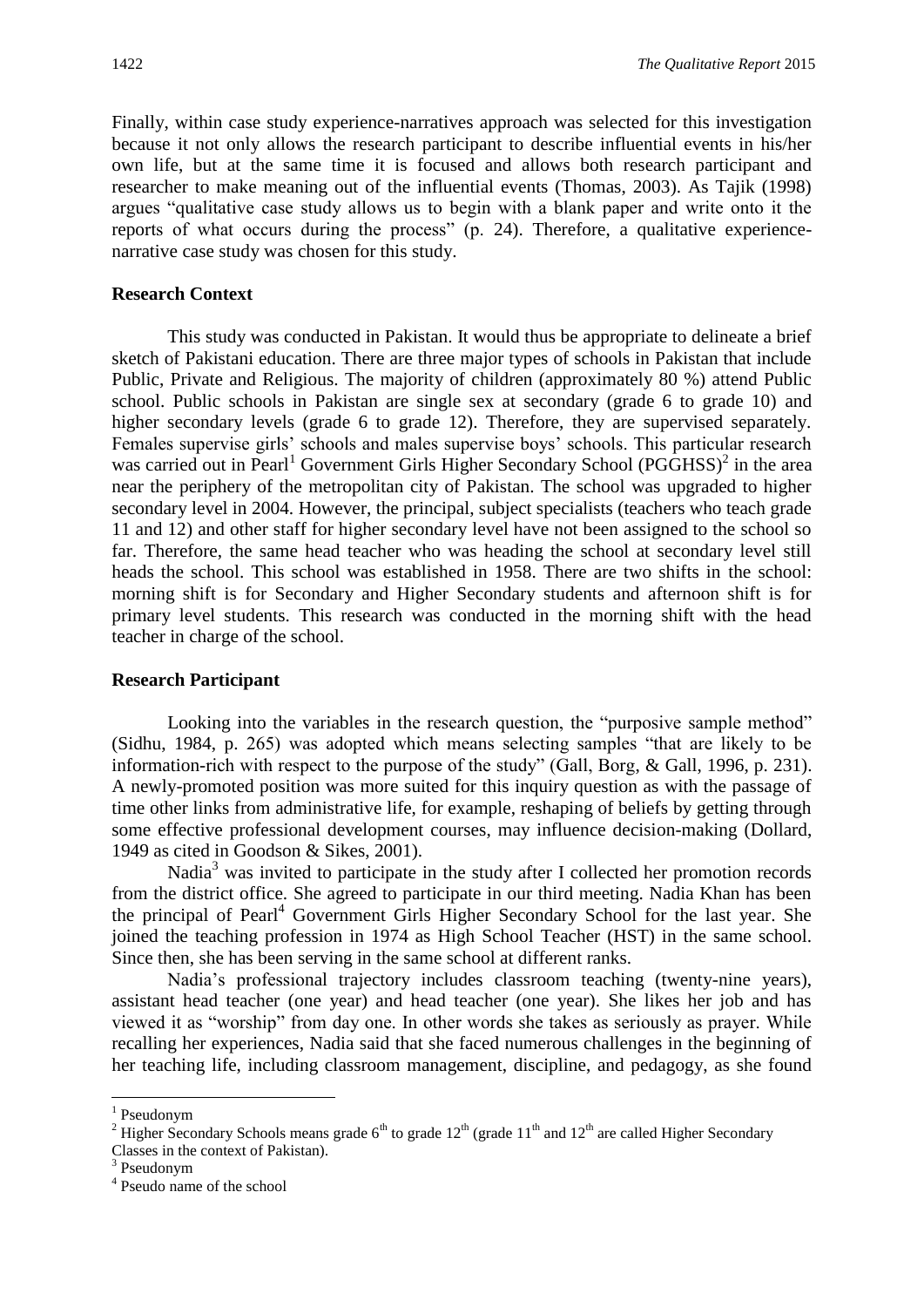Finally, within case study experience-narratives approach was selected for this investigation because it not only allows the research participant to describe influential events in his/her own life, but at the same time it is focused and allows both research participant and researcher to make meaning out of the influential events (Thomas, 2003). As Tajik (1998) argues "qualitative case study allows us to begin with a blank paper and write onto it the reports of what occurs during the process" (p. 24). Therefore, a qualitative experience-narrative case study was chosen for this study.

## Research Context

This study was conducted in Pakistan. It would thus be appropriate to delineate a brief sketch of Pakistani education. There are three major types of schools in Pakistan that include Public, Private and Religious. The majority of children (approximately 80 %) attend Public school. Public schools in Pakistan are single sex at secondary (grade 6 to grade 10) and higher secondary levels (grade 6 to grade 12). Therefore, they are supervised separately. Females supervise girls' schools and males supervise boys' schools. This particular research was carried out in Pearl[1] Government Girls Higher Secondary School (PGGHSS)[2] in the area near the periphery of the metropolitan city of Pakistan. The school was upgraded to higher secondary level in 2004. However, the principal, subject specialists (teachers who teach grade 11 and 12) and other staff for higher secondary level have not been assigned to the school so far. Therefore, the same head teacher who was heading the school at secondary level still heads the school. This school was established in 1958. There are two shifts in the school: morning shift is for Secondary and Higher Secondary students and afternoon shift is for primary level students. This research was conducted in the morning shift with the head teacher in charge of the school.

## Research Participant

Looking into the variables in the research question, the "purposive sample method" (Sidhu, 1984, p. 265) was adopted which means selecting samples "that are likely to be information-rich with respect to the purpose of the study" (Gall, Borg, & Gall, 1996, p. 231). A newly-promoted position was more suited for this inquiry question as with the passage of time other links from administrative life, for example, reshaping of beliefs by getting through some effective professional development courses, may influence decision-making (Dollard, 1949 as cited in Goodson & Sikes, 2001).

Nadia[3] was invited to participate in the study after I collected her promotion records from the district office. She agreed to participate in our third meeting. Nadia Khan has been the principal of Pearl[4] Government Girls Higher Secondary School for the last year. She joined the teaching profession in 1974 as High School Teacher (HST) in the same school. Since then, she has been serving in the same school at different ranks.

Nadia's professional trajectory includes classroom teaching (twenty-nine years), assistant head teacher (one year) and head teacher (one year). She likes her job and has viewed it as "worship" from day one. In other words she takes as seriously as prayer. While recalling her experiences, Nadia said that she faced numerous challenges in the beginning of her teaching life, including classroom management, discipline, and pedagogy, as she found

---

[1] Pseudonym

[2] Higher Secondary Schools means grade 6th to grade 12th (grade 11th and 12th are called Higher Secondary Classes in the context of Pakistan).

[3] Pseudonym

[4] Pseudo name of the school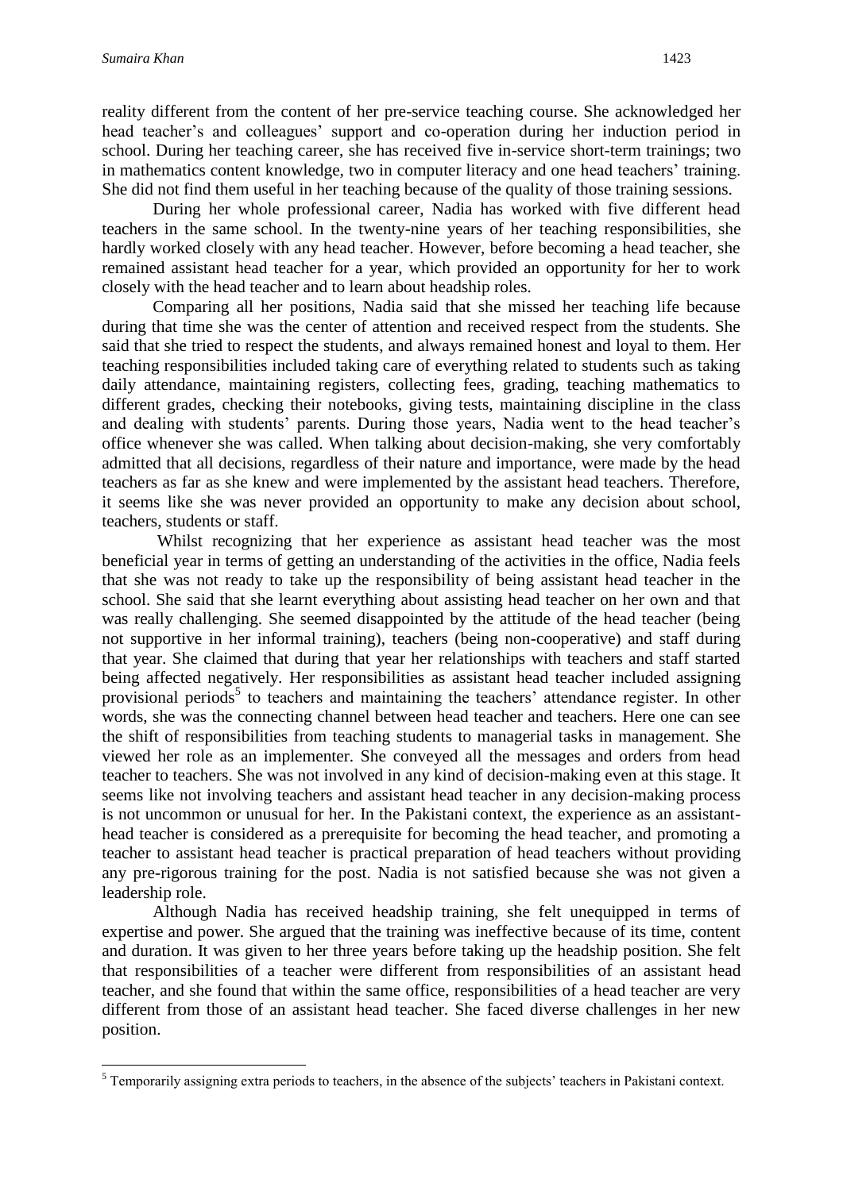reality different from the content of her pre-service teaching course. She acknowledged her head teacher's and colleagues' support and co-operation during her induction period in school. During her teaching career, she has received five in-service short-term trainings; two in mathematics content knowledge, two in computer literacy and one head teachers' training. She did not find them useful in her teaching because of the quality of those training sessions.

During her whole professional career, Nadia has worked with five different head teachers in the same school. In the twenty-nine years of her teaching responsibilities, she hardly worked closely with any head teacher. However, before becoming a head teacher, she remained assistant head teacher for a year, which provided an opportunity for her to work closely with the head teacher and to learn about headship roles.

Comparing all her positions, Nadia said that she missed her teaching life because during that time she was the center of attention and received respect from the students. She said that she tried to respect the students, and always remained honest and loyal to them. Her teaching responsibilities included taking care of everything related to students such as taking daily attendance, maintaining registers, collecting fees, grading, teaching mathematics to different grades, checking their notebooks, giving tests, maintaining discipline in the class and dealing with students' parents. During those years, Nadia went to the head teacher's office whenever she was called. When talking about decision-making, she very comfortably admitted that all decisions, regardless of their nature and importance, were made by the head teachers as far as she knew and were implemented by the assistant head teachers. Therefore, it seems like she was never provided an opportunity to make any decision about school, teachers, students or staff.

Whilst recognizing that her experience as assistant head teacher was the most beneficial year in terms of getting an understanding of the activities in the office, Nadia feels that she was not ready to take up the responsibility of being assistant head teacher in the school. She said that she learnt everything about assisting head teacher on her own and that was really challenging. She seemed disappointed by the attitude of the head teacher (being not supportive in her informal training), teachers (being non-cooperative) and staff during that year. She claimed that during that year her relationships with teachers and staff started being affected negatively. Her responsibilities as assistant head teacher included assigning provisional periods[5] to teachers and maintaining the teachers' attendance register. In other words, she was the connecting channel between head teacher and teachers. Here one can see the shift of responsibilities from teaching students to managerial tasks in management. She viewed her role as an implementer. She conveyed all the messages and orders from head teacher to teachers. She was not involved in any kind of decision-making even at this stage. It seems like not involving teachers and assistant head teacher in any decision-making process is not uncommon or unusual for her. In the Pakistani context, the experience as an assistant-head teacher is considered as a prerequisite for becoming the head teacher, and promoting a teacher to assistant head teacher is practical preparation of head teachers without providing any pre-rigorous training for the post. Nadia is not satisfied because she was not given a leadership role.

Although Nadia has received headship training, she felt unequipped in terms of expertise and power. She argued that the training was ineffective because of its time, content and duration. It was given to her three years before taking up the headship position. She felt that responsibilities of a teacher were different from responsibilities of an assistant head teacher, and she found that within the same office, responsibilities of a head teacher are very different from those of an assistant head teacher. She faced diverse challenges in her new position.

---

[5] Temporarily assigning extra periods to teachers, in the absence of the subjects' teachers in Pakistani context.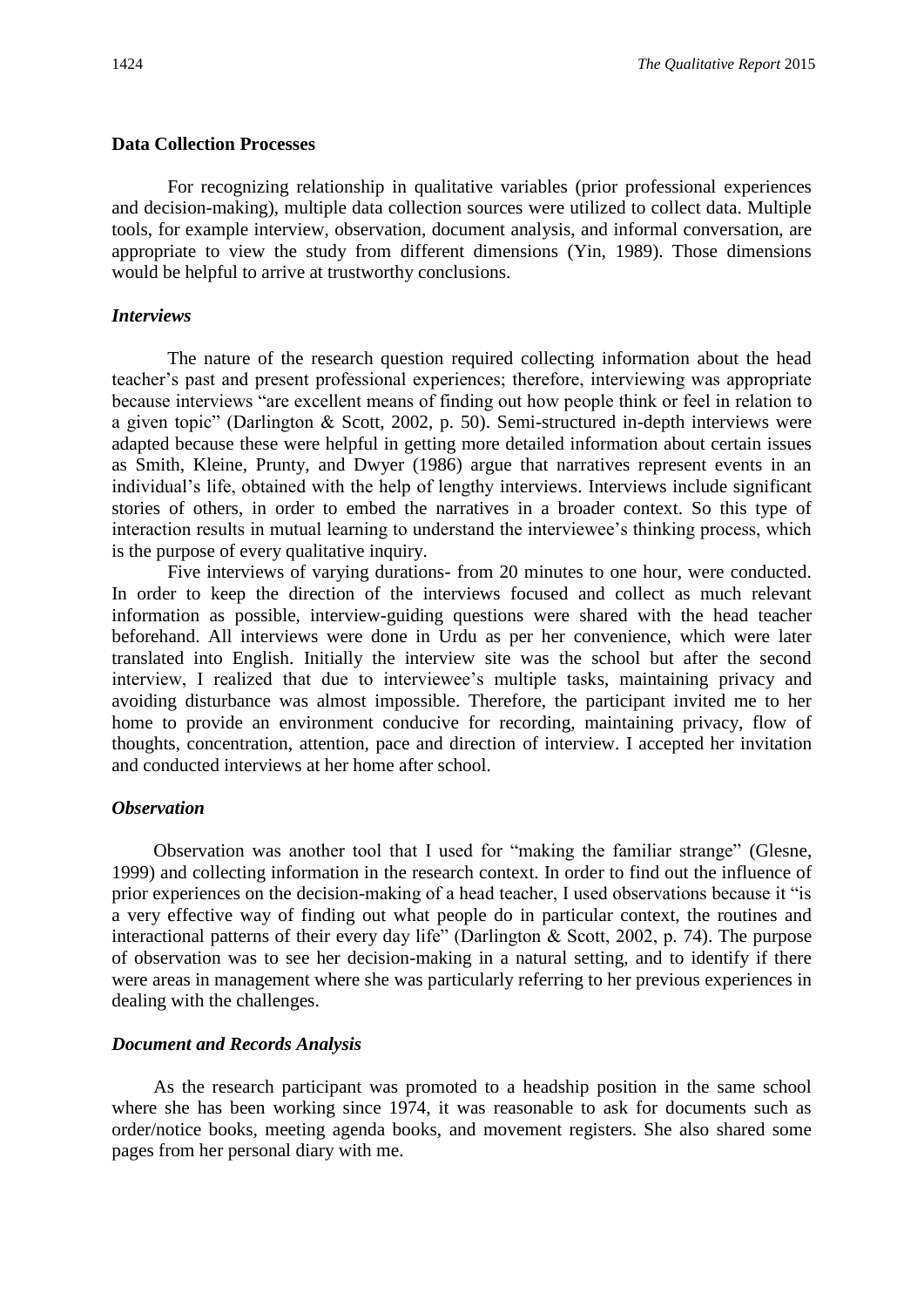## Data Collection Processes

For recognizing relationship in qualitative variables (prior professional experiences and decision-making), multiple data collection sources were utilized to collect data. Multiple tools, for example interview, observation, document analysis, and informal conversation, are appropriate to view the study from different dimensions (Yin, 1989). Those dimensions would be helpful to arrive at trustworthy conclusions.

### *Interviews*

The nature of the research question required collecting information about the head teacher's past and present professional experiences; therefore, interviewing was appropriate because interviews "are excellent means of finding out how people think or feel in relation to a given topic" (Darlington & Scott, 2002, p. 50). Semi-structured in-depth interviews were adapted because these were helpful in getting more detailed information about certain issues as Smith, Kleine, Prunty, and Dwyer (1986) argue that narratives represent events in an individual's life, obtained with the help of lengthy interviews. Interviews include significant stories of others, in order to embed the narratives in a broader context. So this type of interaction results in mutual learning to understand the interviewee's thinking process, which is the purpose of every qualitative inquiry.

Five interviews of varying durations- from 20 minutes to one hour, were conducted. In order to keep the direction of the interviews focused and collect as much relevant information as possible, interview-guiding questions were shared with the head teacher beforehand. All interviews were done in Urdu as per her convenience, which were later translated into English. Initially the interview site was the school but after the second interview, I realized that due to interviewee's multiple tasks, maintaining privacy and avoiding disturbance was almost impossible. Therefore, the participant invited me to her home to provide an environment conducive for recording, maintaining privacy, flow of thoughts, concentration, attention, pace and direction of interview. I accepted her invitation and conducted interviews at her home after school.

### *Observation*

Observation was another tool that I used for "making the familiar strange" (Glesne, 1999) and collecting information in the research context. In order to find out the influence of prior experiences on the decision-making of a head teacher, I used observations because it "is a very effective way of finding out what people do in particular context, the routines and interactional patterns of their every day life" (Darlington & Scott, 2002, p. 74). The purpose of observation was to see her decision-making in a natural setting, and to identify if there were areas in management where she was particularly referring to her previous experiences in dealing with the challenges.

### *Document and Records Analysis*

As the research participant was promoted to a headship position in the same school where she has been working since 1974, it was reasonable to ask for documents such as order/notice books, meeting agenda books, and movement registers. She also shared some pages from her personal diary with me.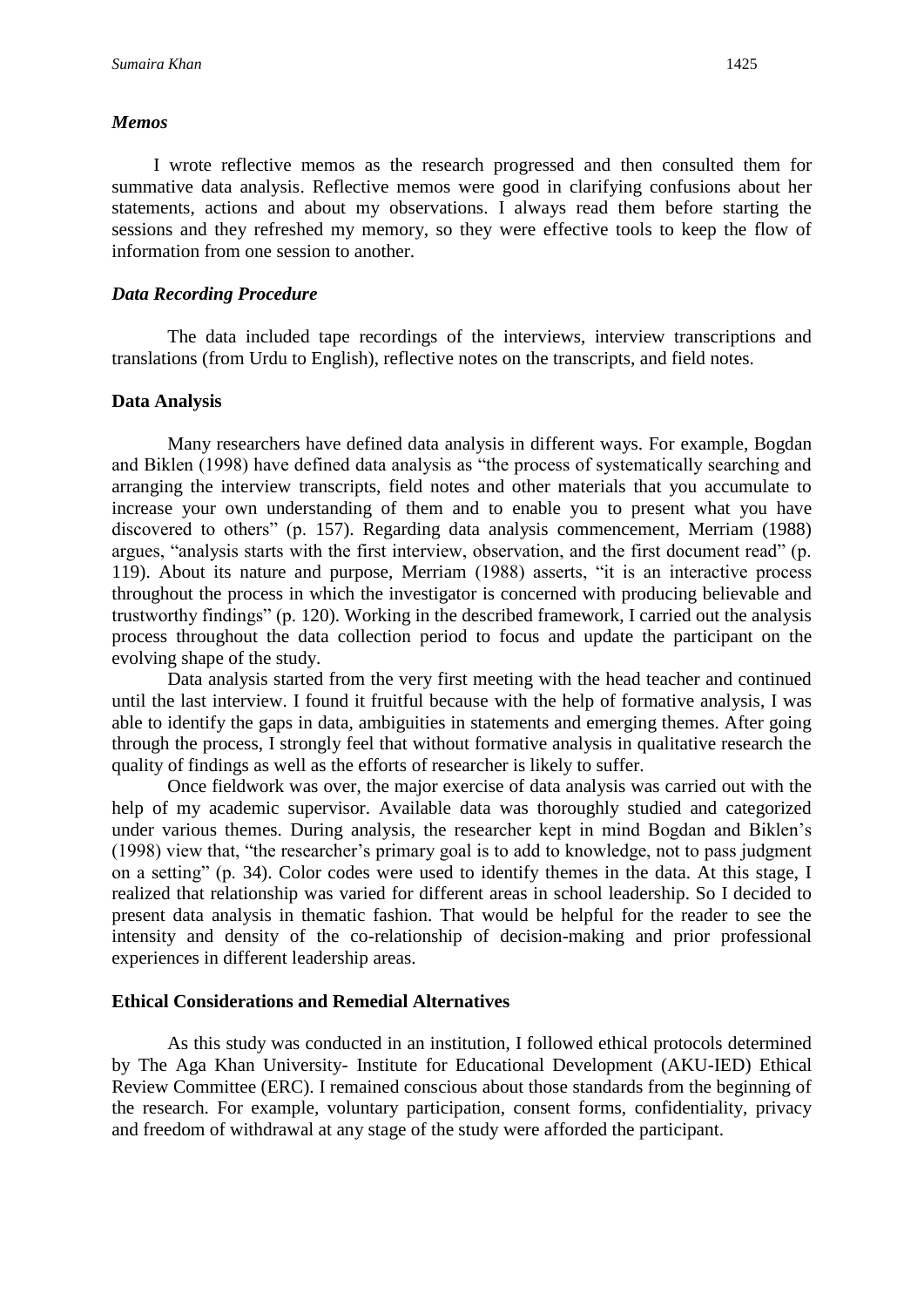### *Memos*

I wrote reflective memos as the research progressed and then consulted them for summative data analysis. Reflective memos were good in clarifying confusions about her statements, actions and about my observations. I always read them before starting the sessions and they refreshed my memory, so they were effective tools to keep the flow of information from one session to another.

### *Data Recording Procedure*

The data included tape recordings of the interviews, interview transcriptions and translations (from Urdu to English), reflective notes on the transcripts, and field notes.

## **Data Analysis**

Many researchers have defined data analysis in different ways. For example, Bogdan and Biklen (1998) have defined data analysis as "the process of systematically searching and arranging the interview transcripts, field notes and other materials that you accumulate to increase your own understanding of them and to enable you to present what you have discovered to others" (p. 157). Regarding data analysis commencement, Merriam (1988) argues, "analysis starts with the first interview, observation, and the first document read" (p. 119). About its nature and purpose, Merriam (1988) asserts, "it is an interactive process throughout the process in which the investigator is concerned with producing believable and trustworthy findings" (p. 120). Working in the described framework, I carried out the analysis process throughout the data collection period to focus and update the participant on the evolving shape of the study.

Data analysis started from the very first meeting with the head teacher and continued until the last interview. I found it fruitful because with the help of formative analysis, I was able to identify the gaps in data, ambiguities in statements and emerging themes. After going through the process, I strongly feel that without formative analysis in qualitative research the quality of findings as well as the efforts of researcher is likely to suffer.

Once fieldwork was over, the major exercise of data analysis was carried out with the help of my academic supervisor. Available data was thoroughly studied and categorized under various themes. During analysis, the researcher kept in mind Bogdan and Biklen's (1998) view that, "the researcher's primary goal is to add to knowledge, not to pass judgment on a setting" (p. 34). Color codes were used to identify themes in the data. At this stage, I realized that relationship was varied for different areas in school leadership. So I decided to present data analysis in thematic fashion. That would be helpful for the reader to see the intensity and density of the co-relationship of decision-making and prior professional experiences in different leadership areas.

## **Ethical Considerations and Remedial Alternatives**

As this study was conducted in an institution, I followed ethical protocols determined by The Aga Khan University- Institute for Educational Development (AKU-IED) Ethical Review Committee (ERC). I remained conscious about those standards from the beginning of the research. For example, voluntary participation, consent forms, confidentiality, privacy and freedom of withdrawal at any stage of the study were afforded the participant.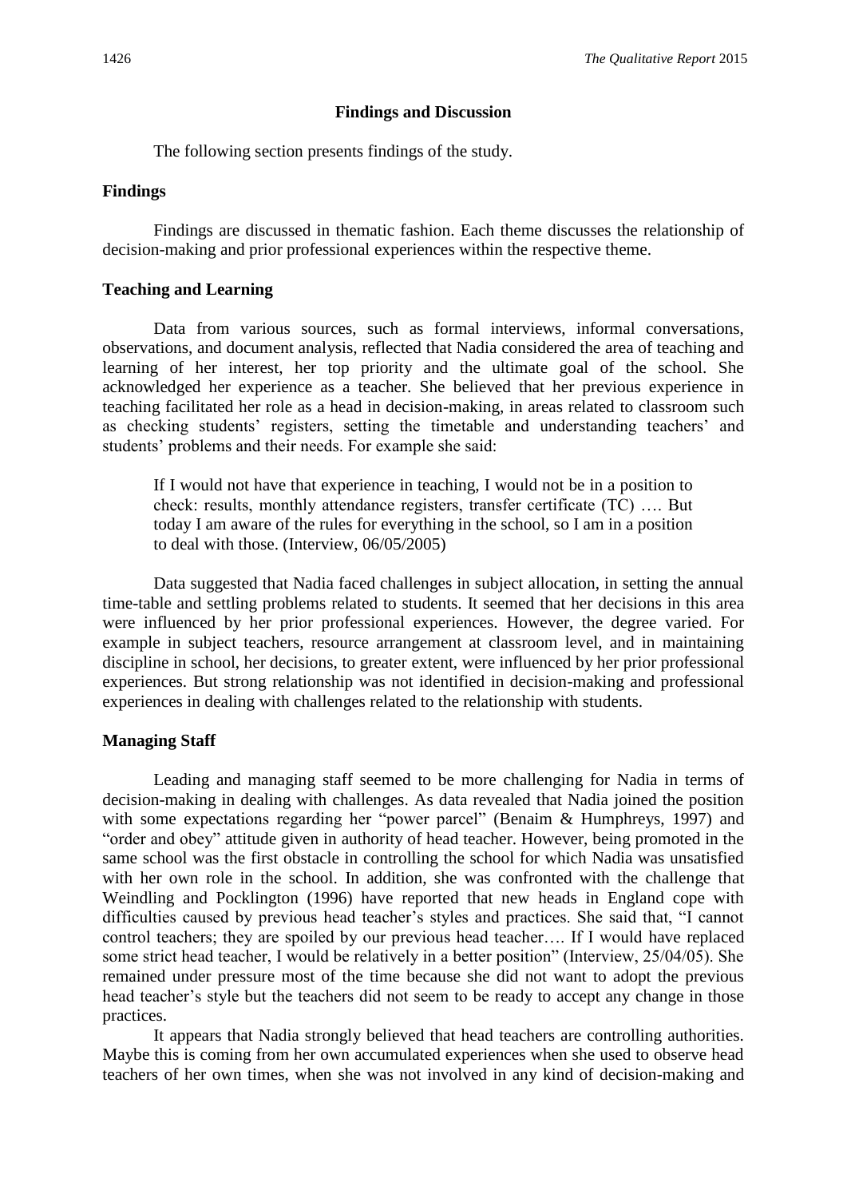## Findings and Discussion

The following section presents findings of the study.

### Findings

Findings are discussed in thematic fashion. Each theme discusses the relationship of decision-making and prior professional experiences within the respective theme.

### Teaching and Learning

Data from various sources, such as formal interviews, informal conversations, observations, and document analysis, reflected that Nadia considered the area of teaching and learning of her interest, her top priority and the ultimate goal of the school. She acknowledged her experience as a teacher. She believed that her previous experience in teaching facilitated her role as a head in decision-making, in areas related to classroom such as checking students' registers, setting the timetable and understanding teachers' and students' problems and their needs. For example she said:

> If I would not have that experience in teaching, I would not be in a position to check: results, monthly attendance registers, transfer certificate (TC) …. But today I am aware of the rules for everything in the school, so I am in a position to deal with those. (Interview, 06/05/2005)

Data suggested that Nadia faced challenges in subject allocation, in setting the annual time-table and settling problems related to students. It seemed that her decisions in this area were influenced by her prior professional experiences. However, the degree varied. For example in subject teachers, resource arrangement at classroom level, and in maintaining discipline in school, her decisions, to greater extent, were influenced by her prior professional experiences. But strong relationship was not identified in decision-making and professional experiences in dealing with challenges related to the relationship with students.

### Managing Staff

Leading and managing staff seemed to be more challenging for Nadia in terms of decision-making in dealing with challenges. As data revealed that Nadia joined the position with some expectations regarding her "power parcel" (Benaim & Humphreys, 1997) and "order and obey" attitude given in authority of head teacher. However, being promoted in the same school was the first obstacle in controlling the school for which Nadia was unsatisfied with her own role in the school. In addition, she was confronted with the challenge that Weindling and Pocklington (1996) have reported that new heads in England cope with difficulties caused by previous head teacher's styles and practices. She said that, "I cannot control teachers; they are spoiled by our previous head teacher…. If I would have replaced some strict head teacher, I would be relatively in a better position" (Interview, 25/04/05). She remained under pressure most of the time because she did not want to adopt the previous head teacher's style but the teachers did not seem to be ready to accept any change in those practices.

It appears that Nadia strongly believed that head teachers are controlling authorities. Maybe this is coming from her own accumulated experiences when she used to observe head teachers of her own times, when she was not involved in any kind of decision-making and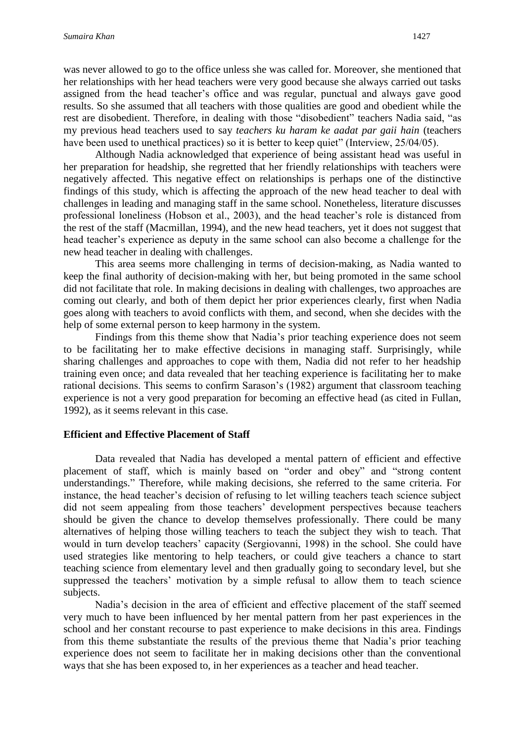was never allowed to go to the office unless she was called for. Moreover, she mentioned that her relationships with her head teachers were very good because she always carried out tasks assigned from the head teacher's office and was regular, punctual and always gave good results. So she assumed that all teachers with those qualities are good and obedient while the rest are disobedient. Therefore, in dealing with those "disobedient" teachers Nadia said, "as my previous head teachers used to say *teachers ku haram ke aadat par gaii hain* (teachers have been used to unethical practices) so it is better to keep quiet" (Interview, 25/04/05).

Although Nadia acknowledged that experience of being assistant head was useful in her preparation for headship, she regretted that her friendly relationships with teachers were negatively affected. This negative effect on relationships is perhaps one of the distinctive findings of this study, which is affecting the approach of the new head teacher to deal with challenges in leading and managing staff in the same school. Nonetheless, literature discusses professional loneliness (Hobson et al., 2003), and the head teacher's role is distanced from the rest of the staff (Macmillan, 1994), and the new head teachers, yet it does not suggest that head teacher's experience as deputy in the same school can also become a challenge for the new head teacher in dealing with challenges.

This area seems more challenging in terms of decision-making, as Nadia wanted to keep the final authority of decision-making with her, but being promoted in the same school did not facilitate that role. In making decisions in dealing with challenges, two approaches are coming out clearly, and both of them depict her prior experiences clearly, first when Nadia goes along with teachers to avoid conflicts with them, and second, when she decides with the help of some external person to keep harmony in the system.

Findings from this theme show that Nadia's prior teaching experience does not seem to be facilitating her to make effective decisions in managing staff. Surprisingly, while sharing challenges and approaches to cope with them, Nadia did not refer to her headship training even once; and data revealed that her teaching experience is facilitating her to make rational decisions. This seems to confirm Sarason's (1982) argument that classroom teaching experience is not a very good preparation for becoming an effective head (as cited in Fullan, 1992), as it seems relevant in this case.

### Efficient and Effective Placement of Staff

Data revealed that Nadia has developed a mental pattern of efficient and effective placement of staff, which is mainly based on "order and obey" and "strong content understandings." Therefore, while making decisions, she referred to the same criteria. For instance, the head teacher's decision of refusing to let willing teachers teach science subject did not seem appealing from those teachers' development perspectives because teachers should be given the chance to develop themselves professionally. There could be many alternatives of helping those willing teachers to teach the subject they wish to teach. That would in turn develop teachers' capacity (Sergiovanni, 1998) in the school. She could have used strategies like mentoring to help teachers, or could give teachers a chance to start teaching science from elementary level and then gradually going to secondary level, but she suppressed the teachers' motivation by a simple refusal to allow them to teach science subjects.

Nadia's decision in the area of efficient and effective placement of the staff seemed very much to have been influenced by her mental pattern from her past experiences in the school and her constant recourse to past experience to make decisions in this area. Findings from this theme substantiate the results of the previous theme that Nadia's prior teaching experience does not seem to facilitate her in making decisions other than the conventional ways that she has been exposed to, in her experiences as a teacher and head teacher.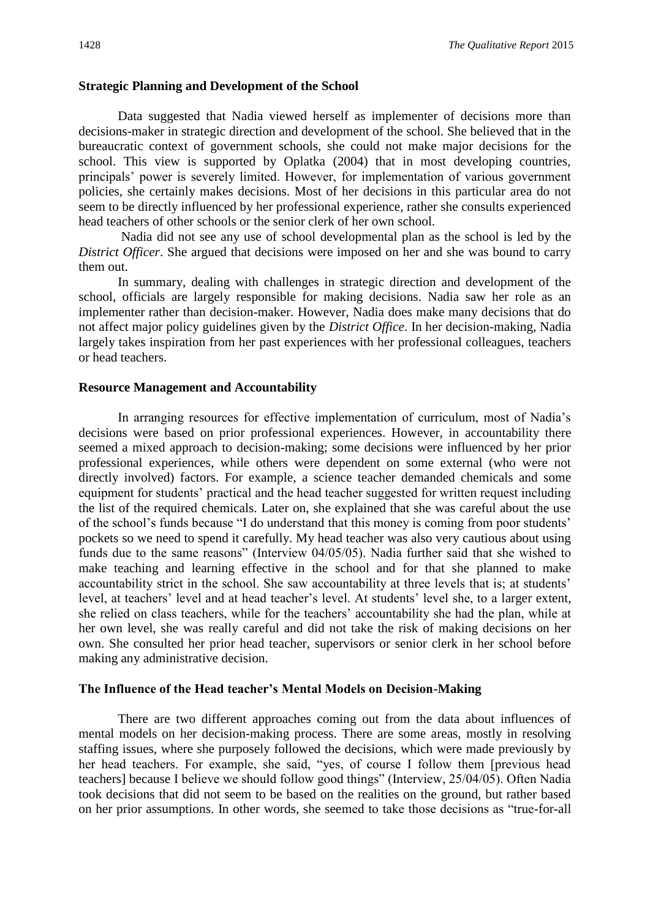### Strategic Planning and Development of the School

Data suggested that Nadia viewed herself as implementer of decisions more than decisions-maker in strategic direction and development of the school. She believed that in the bureaucratic context of government schools, she could not make major decisions for the school. This view is supported by Oplatka (2004) that in most developing countries, principals' power is severely limited. However, for implementation of various government policies, she certainly makes decisions. Most of her decisions in this particular area do not seem to be directly influenced by her professional experience, rather she consults experienced head teachers of other schools or the senior clerk of her own school.

Nadia did not see any use of school developmental plan as the school is led by the *District Officer*. She argued that decisions were imposed on her and she was bound to carry them out.

In summary, dealing with challenges in strategic direction and development of the school, officials are largely responsible for making decisions. Nadia saw her role as an implementer rather than decision-maker. However, Nadia does make many decisions that do not affect major policy guidelines given by the *District Office*. In her decision-making, Nadia largely takes inspiration from her past experiences with her professional colleagues, teachers or head teachers.

### Resource Management and Accountability

In arranging resources for effective implementation of curriculum, most of Nadia's decisions were based on prior professional experiences. However, in accountability there seemed a mixed approach to decision-making; some decisions were influenced by her prior professional experiences, while others were dependent on some external (who were not directly involved) factors. For example, a science teacher demanded chemicals and some equipment for students' practical and the head teacher suggested for written request including the list of the required chemicals. Later on, she explained that she was careful about the use of the school's funds because "I do understand that this money is coming from poor students' pockets so we need to spend it carefully. My head teacher was also very cautious about using funds due to the same reasons" (Interview 04/05/05). Nadia further said that she wished to make teaching and learning effective in the school and for that she planned to make accountability strict in the school. She saw accountability at three levels that is; at students' level, at teachers' level and at head teacher's level. At students' level she, to a larger extent, she relied on class teachers, while for the teachers' accountability she had the plan, while at her own level, she was really careful and did not take the risk of making decisions on her own. She consulted her prior head teacher, supervisors or senior clerk in her school before making any administrative decision.

### The Influence of the Head teacher's Mental Models on Decision-Making

There are two different approaches coming out from the data about influences of mental models on her decision-making process. There are some areas, mostly in resolving staffing issues, where she purposely followed the decisions, which were made previously by her head teachers. For example, she said, "yes, of course I follow them [previous head teachers] because I believe we should follow good things" (Interview, 25/04/05). Often Nadia took decisions that did not seem to be based on the realities on the ground, but rather based on her prior assumptions. In other words, she seemed to take those decisions as "true-for-all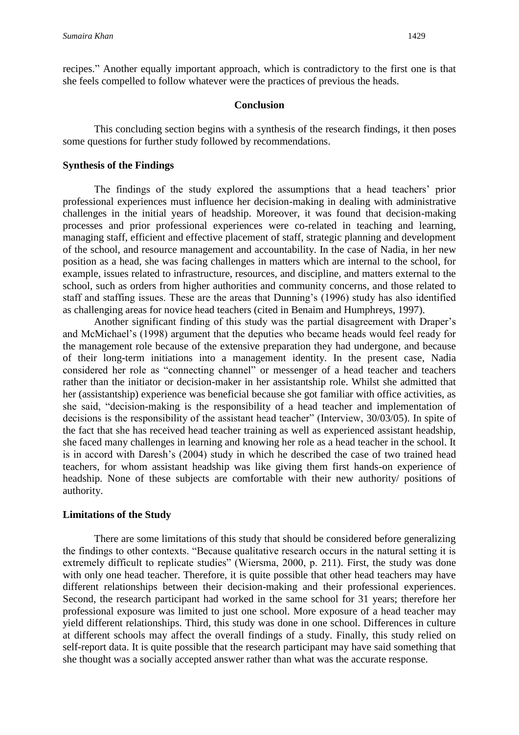recipes." Another equally important approach, which is contradictory to the first one is that she feels compelled to follow whatever were the practices of previous the heads.

## Conclusion

This concluding section begins with a synthesis of the research findings, it then poses some questions for further study followed by recommendations.

### Synthesis of the Findings

The findings of the study explored the assumptions that a head teachers' prior professional experiences must influence her decision-making in dealing with administrative challenges in the initial years of headship. Moreover, it was found that decision-making processes and prior professional experiences were co-related in teaching and learning, managing staff, efficient and effective placement of staff, strategic planning and development of the school, and resource management and accountability. In the case of Nadia, in her new position as a head, she was facing challenges in matters which are internal to the school, for example, issues related to infrastructure, resources, and discipline, and matters external to the school, such as orders from higher authorities and community concerns, and those related to staff and staffing issues. These are the areas that Dunning's (1996) study has also identified as challenging areas for novice head teachers (cited in Benaim and Humphreys, 1997).

Another significant finding of this study was the partial disagreement with Draper's and McMichael's (1998) argument that the deputies who became heads would feel ready for the management role because of the extensive preparation they had undergone, and because of their long-term initiations into a management identity. In the present case, Nadia considered her role as "connecting channel" or messenger of a head teacher and teachers rather than the initiator or decision-maker in her assistantship role. Whilst she admitted that her (assistantship) experience was beneficial because she got familiar with office activities, as she said, "decision-making is the responsibility of a head teacher and implementation of decisions is the responsibility of the assistant head teacher" (Interview, 30/03/05). In spite of the fact that she has received head teacher training as well as experienced assistant headship, she faced many challenges in learning and knowing her role as a head teacher in the school. It is in accord with Daresh's (2004) study in which he described the case of two trained head teachers, for whom assistant headship was like giving them first hands-on experience of headship. None of these subjects are comfortable with their new authority/ positions of authority.

### Limitations of the Study

There are some limitations of this study that should be considered before generalizing the findings to other contexts. "Because qualitative research occurs in the natural setting it is extremely difficult to replicate studies" (Wiersma, 2000, p. 211). First, the study was done with only one head teacher. Therefore, it is quite possible that other head teachers may have different relationships between their decision-making and their professional experiences. Second, the research participant had worked in the same school for 31 years; therefore her professional exposure was limited to just one school. More exposure of a head teacher may yield different relationships. Third, this study was done in one school. Differences in culture at different schools may affect the overall findings of a study. Finally, this study relied on self-report data. It is quite possible that the research participant may have said something that she thought was a socially accepted answer rather than what was the accurate response.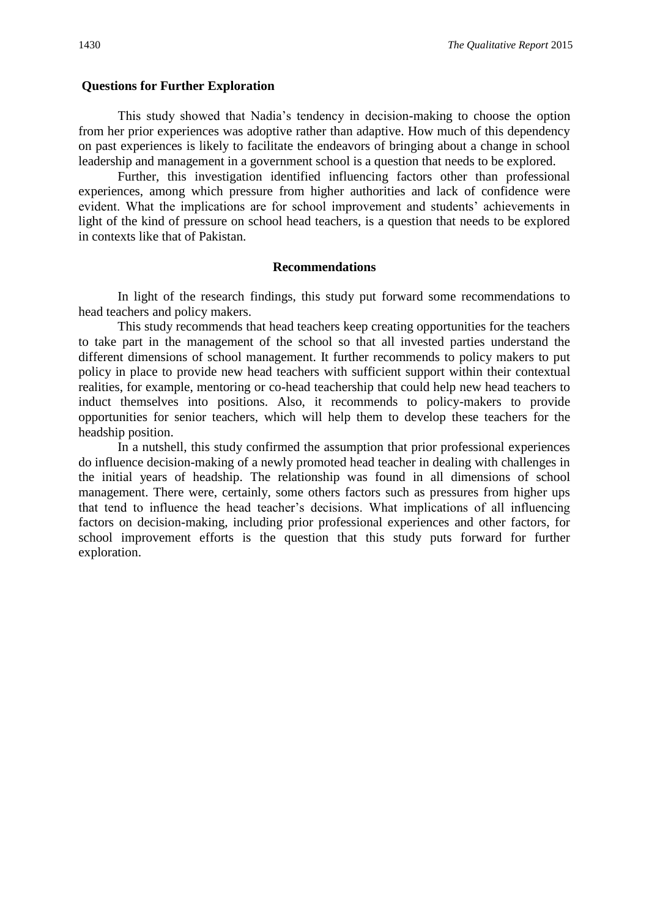## Questions for Further Exploration

This study showed that Nadia's tendency in decision-making to choose the option from her prior experiences was adoptive rather than adaptive. How much of this dependency on past experiences is likely to facilitate the endeavors of bringing about a change in school leadership and management in a government school is a question that needs to be explored.

Further, this investigation identified influencing factors other than professional experiences, among which pressure from higher authorities and lack of confidence were evident. What the implications are for school improvement and students' achievements in light of the kind of pressure on school head teachers, is a question that needs to be explored in contexts like that of Pakistan.

## Recommendations

In light of the research findings, this study put forward some recommendations to head teachers and policy makers.

This study recommends that head teachers keep creating opportunities for the teachers to take part in the management of the school so that all invested parties understand the different dimensions of school management. It further recommends to policy makers to put policy in place to provide new head teachers with sufficient support within their contextual realities, for example, mentoring or co-head teachership that could help new head teachers to induct themselves into positions. Also, it recommends to policy-makers to provide opportunities for senior teachers, which will help them to develop these teachers for the headship position.

In a nutshell, this study confirmed the assumption that prior professional experiences do influence decision-making of a newly promoted head teacher in dealing with challenges in the initial years of headship. The relationship was found in all dimensions of school management. There were, certainly, some others factors such as pressures from higher ups that tend to influence the head teacher's decisions. What implications of all influencing factors on decision-making, including prior professional experiences and other factors, for school improvement efforts is the question that this study puts forward for further exploration.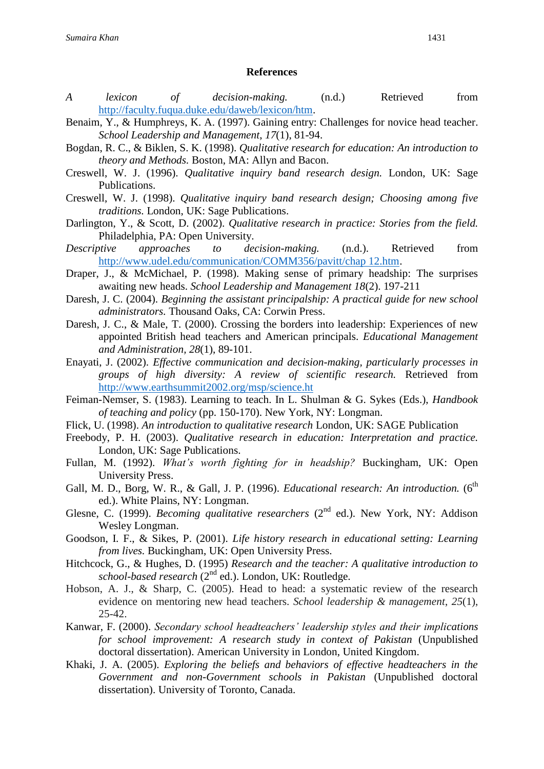**References**

*A lexicon of decision-making.* (n.d.) Retrieved from http://faculty.fuqua.duke.edu/daweb/lexicon/htm.

Benaim, Y., & Humphreys, K. A. (1997). Gaining entry: Challenges for novice head teacher. *School Leadership and Management*, *17*(1), 81-94.

Bogdan, R. C., & Biklen, S. K. (1998). *Qualitative research for education: An introduction to theory and Methods.* Boston, MA: Allyn and Bacon.

Creswell, W. J. (1996). *Qualitative inquiry band research design.* London, UK: Sage Publications.

Creswell, W. J. (1998). *Qualitative inquiry band research design; Choosing among five traditions.* London, UK: Sage Publications.

Darlington, Y., & Scott, D. (2002). *Qualitative research in practice: Stories from the field.* Philadelphia, PA: Open University.

*Descriptive approaches to decision-making.* (n.d.). Retrieved from http://www.udel.edu/communication/COMM356/pavitt/chap 12.htm.

Draper, J., & McMichael, P. (1998). Making sense of primary headship: The surprises awaiting new heads. *School Leadership and Management 18*(2). 197-211

Daresh, J. C. (2004). *Beginning the assistant principalship: A practical guide for new school administrators.* Thousand Oaks, CA: Corwin Press.

Daresh, J. C., & Male, T. (2000). Crossing the borders into leadership: Experiences of new appointed British head teachers and American principals. *Educational Management and Administration, 28*(1), 89-101.

Enayati, J. (2002). *Effective communication and decision-making, particularly processes in groups of high diversity: A review of scientific research.* Retrieved from http://www.earthsummit2002.org/msp/science.ht

Feiman-Nemser, S. (1983). Learning to teach. In L. Shulman & G. Sykes (Eds.), *Handbook of teaching and policy* (pp. 150-170). New York, NY: Longman.

Flick, U. (1998). *An introduction to qualitative research* London, UK: SAGE Publication

Freebody, P. H. (2003). *Qualitative research in education: Interpretation and practice.* London, UK: Sage Publications.

Fullan, M. (1992). *What's worth fighting for in headship?* Buckingham, UK: Open University Press.

Gall, M. D., Borg, W. R., & Gall, J. P. (1996). *Educational research: An introduction.* (6th ed.). White Plains, NY: Longman.

Glesne, C. (1999). *Becoming qualitative researchers* (2nd ed.). New York, NY: Addison Wesley Longman.

Goodson, I. F., & Sikes, P. (2001). *Life history research in educational setting: Learning from lives.* Buckingham, UK: Open University Press.

Hitchcock, G., & Hughes, D. (1995) *Research and the teacher: A qualitative introduction to school-based research* (2nd ed.). London, UK: Routledge.

Hobson, A. J., & Sharp, C. (2005). Head to head: a systematic review of the research evidence on mentoring new head teachers. *School leadership & management*, *25*(1), 25-42.

Kanwar, F. (2000). *Secondary school headteachers' leadership styles and their implications for school improvement: A research study in context of Pakistan* (Unpublished doctoral dissertation). American University in London, United Kingdom.

Khaki, J. A. (2005). *Exploring the beliefs and behaviors of effective headteachers in the Government and non-Government schools in Pakistan* (Unpublished doctoral dissertation). University of Toronto, Canada.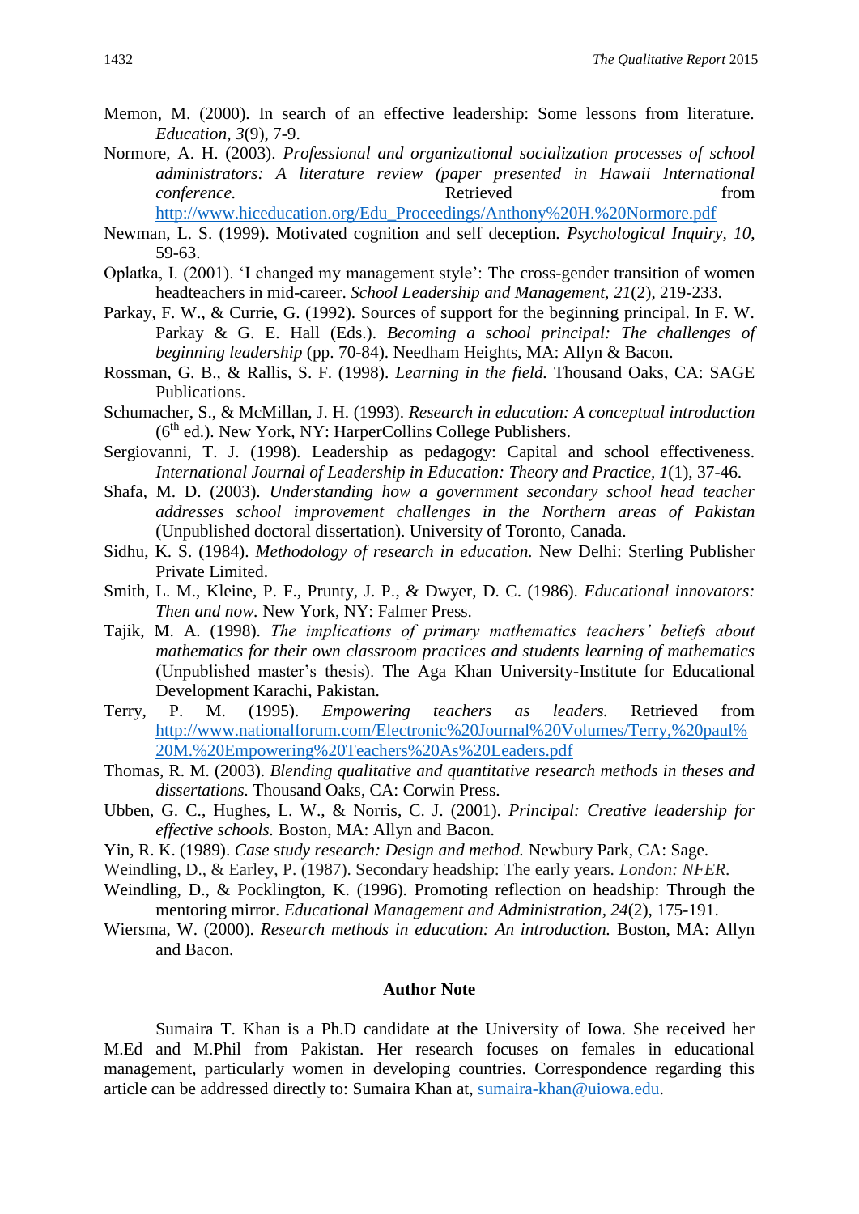Memon, M. (2000). In search of an effective leadership: Some lessons from literature. *Education, 3*(9), 7-9.

Normore, A. H. (2003). *Professional and organizational socialization processes of school administrators: A literature review (paper presented in Hawaii International conference.* Retrieved from http://www.hiceducation.org/Edu_Proceedings/Anthony%20H.%20Normore.pdf

Newman, L. S. (1999). Motivated cognition and self deception. *Psychological Inquiry, 10*, 59-63.

Oplatka, I. (2001). 'I changed my management style': The cross-gender transition of women headteachers in mid-career. *School Leadership and Management, 21*(2), 219-233.

Parkay, F. W., & Currie, G. (1992). Sources of support for the beginning principal. In F. W. Parkay & G. E. Hall (Eds.). *Becoming a school principal: The challenges of beginning leadership* (pp. 70-84). Needham Heights, MA: Allyn & Bacon.

Rossman, G. B., & Rallis, S. F. (1998). *Learning in the field.* Thousand Oaks, CA: SAGE Publications.

Schumacher, S., & McMillan, J. H. (1993). *Research in education: A conceptual introduction* (6th ed.). New York, NY: HarperCollins College Publishers.

Sergiovanni, T. J. (1998). Leadership as pedagogy: Capital and school effectiveness. *International Journal of Leadership in Education: Theory and Practice, 1*(1), 37-46.

Shafa, M. D. (2003). *Understanding how a government secondary school head teacher addresses school improvement challenges in the Northern areas of Pakistan* (Unpublished doctoral dissertation). University of Toronto, Canada.

Sidhu, K. S. (1984). *Methodology of research in education.* New Delhi: Sterling Publisher Private Limited.

Smith, L. M., Kleine, P. F., Prunty, J. P., & Dwyer, D. C. (1986). *Educational innovators: Then and now.* New York, NY: Falmer Press.

Tajik, M. A. (1998). *The implications of primary mathematics teachers' beliefs about mathematics for their own classroom practices and students learning of mathematics* (Unpublished master's thesis). The Aga Khan University-Institute for Educational Development Karachi, Pakistan.

Terry, P. M. (1995). *Empowering teachers as leaders.* Retrieved from http://www.nationalforum.com/Electronic%20Journal%20Volumes/Terry,%20paul%20M.%20Empowering%20Teachers%20As%20Leaders.pdf

Thomas, R. M. (2003). *Blending qualitative and quantitative research methods in theses and dissertations.* Thousand Oaks, CA: Corwin Press.

Ubben, G. C., Hughes, L. W., & Norris, C. J. (2001). *Principal: Creative leadership for effective schools.* Boston, MA: Allyn and Bacon.

Yin, R. K. (1989). *Case study research: Design and method.* Newbury Park, CA: Sage.

Weindling, D., & Earley, P. (1987). Secondary headship: The early years. *London: NFER.*

Weindling, D., & Pocklington, K. (1996). Promoting reflection on headship: Through the mentoring mirror. *Educational Management and Administration, 24*(2), 175-191.

Wiersma, W. (2000). *Research methods in education: An introduction.* Boston, MA: Allyn and Bacon.

## Author Note

Sumaira T. Khan is a Ph.D candidate at the University of Iowa. She received her M.Ed and M.Phil from Pakistan. Her research focuses on females in educational management, particularly women in developing countries. Correspondence regarding this article can be addressed directly to: Sumaira Khan at, sumaira-khan@uiowa.edu.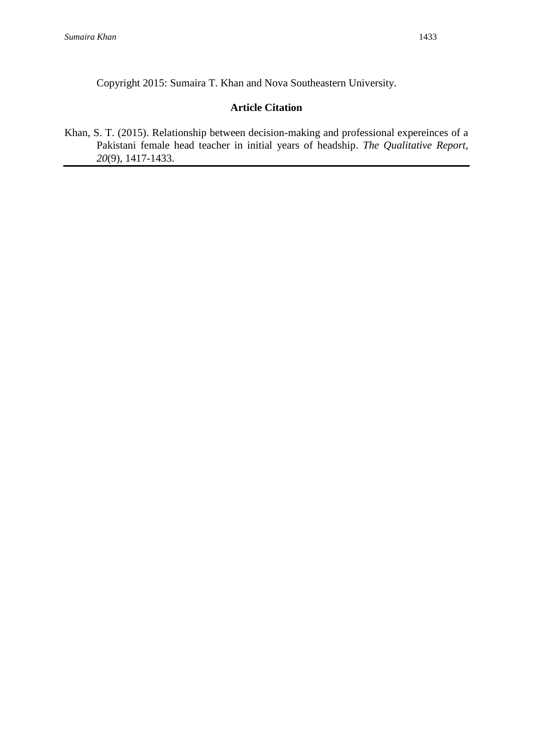Copyright 2015: Sumaira T. Khan and Nova Southeastern University.

**Article Citation**

Khan, S. T. (2015). Relationship between decision-making and professional expereinces of a Pakistani female head teacher in initial years of headship. *The Qualitative Report, 20*(9), 1417-1433.